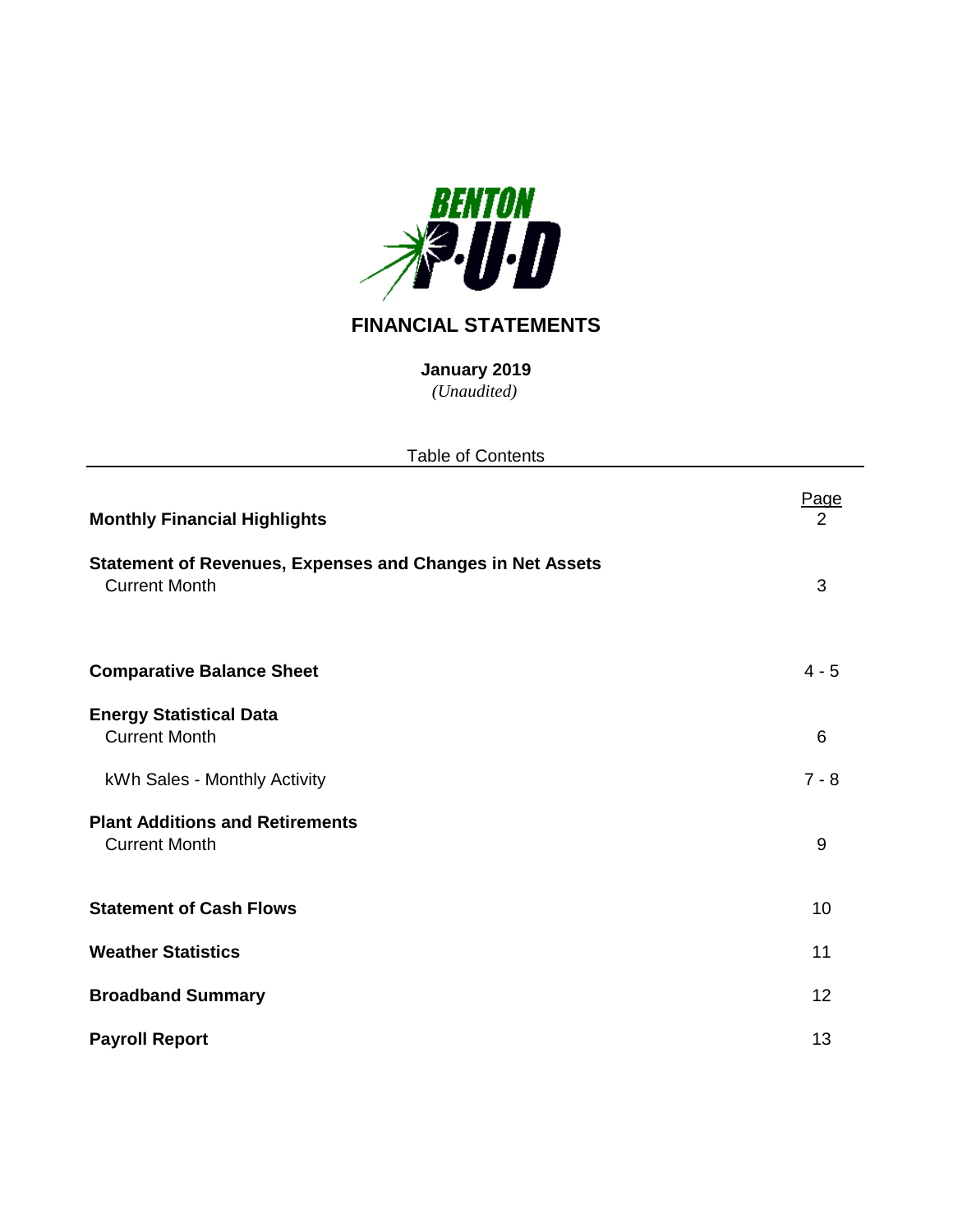BENTON P·U·D

# FINANCIAL STATEMENTS

**January 2019**

*(Unaudited)*

Table of Contents

| | Page |
|---|---|
| **Monthly Financial Highlights** | 2 |
| **Statement of Revenues, Expenses and Changes in Net Assets** | |
| Current Month | 3 |
| **Comparative Balance Sheet** | 4 - 5 |
| **Energy Statistical Data** | |
| Current Month | 6 |
| kWh Sales - Monthly Activity | 7 - 8 |
| **Plant Additions and Retirements** | |
| Current Month | 9 |
| **Statement of Cash Flows** | 10 |
| **Weather Statistics** | 11 |
| **Broadband Summary** | 12 |
| **Payroll Report** | 13 |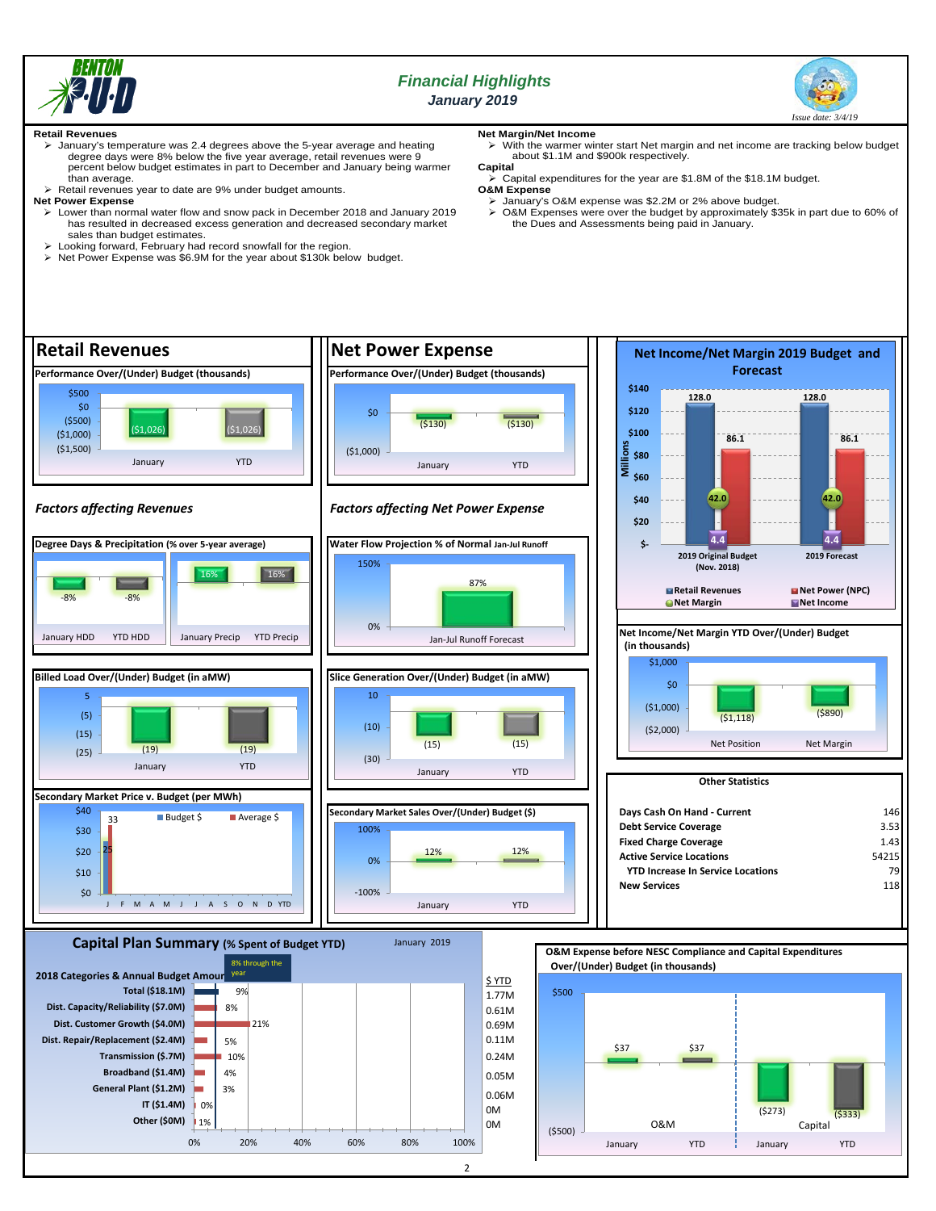# Financial Highlights

## January 2019

Issue date: 3/4/19

**Retail Revenues**

- January's temperature was 2.4 degrees above the 5-year average and heating degree days were 8% below the five year average, retail revenues were 9 percent below budget estimates in part to December and January being warmer than average.
- Retail revenues year to date are 9% under budget amounts.

**Net Power Expense**

- Lower than normal water flow and snow pack in December 2018 and January 2019 has resulted in decreased excess generation and decreased secondary market sales than budget estimates.
- Looking forward, February had record snowfall for the region.
- Net Power Expense was $6.9M for the year about $130k below budget.

**Net Margin/Net Income**

- With the warmer winter start Net margin and net income are tracking below budget about $1.1M and $900k respectively.

**Capital**

- Capital expenditures for the year are $1.8M of the $18.1M budget.

**O&M Expense**

- January's O&M expense was $2.2M or 2% above budget.
- O&M Expenses were over the budget by approximately $35k in part due to 60% of the Dues and Assessments being paid in January.

## Retail Revenues

Performance Over/(Under) Budget (thousands)

$500
$0
($500)
($1,000)
($1,500)
($1,026) ($1,026)
January YTD

### Factors affecting Revenues

Degree Days & Precipitation (% over 5-year average)

-8% -8%
January HDD YTD HDD
16% 16%
January Precip YTD Precip

Billed Load Over/(Under) Budget (in aMW)

5
(5)
(15)
(25)
(19) (19)
January YTD

Secondary Market Price v. Budget (per MWh)

$40
$30
$20
$10
$0
Budget $ Average $
33
25
J F M A M J J A S O N D YTD

## Net Power Expense

Performance Over/(Under) Budget (thousands)

$0
($1,000)
($130) ($130)
January YTD

### Factors affecting Net Power Expense

Water Flow Projection % of Normal Jan-Jul Runoff

150%
0%
87%
Jan-Jul Runoff Forecast

Slice Generation Over/(Under) Budget (in aMW)

10
(10)
(30)
(15) (15)
January YTD

Secondary Market Sales Over/(Under) Budget ($)

100%
0%
-100%
12% 12%
January YTD

## Net Income/Net Margin 2019 Budget and Forecast

Millions
$140
$120
$100
$80
$60
$40
$20
$-
128.0 86.1 42.0 4.4
2019 Original Budget (Nov. 2018)
128.0 86.1 42.0 4.4
2019 Forecast
Retail Revenues
Net Power (NPC)
Net Margin
Net Income

Net Income/Net Margin YTD Over/(Under) Budget (in thousands)

$1,000
$0
($1,000)
($2,000)
($1,118) ($890)
Net Position Net Margin

### Other Statistics

| | |
|---|---|
| Days Cash On Hand - Current | 146 |
| Debt Service Coverage | 3.53 |
| Fixed Charge Coverage | 1.43 |
| Active Service Locations | 54215 |
| YTD Increase In Service Locations | 79 |
| New Services | 118 |

## Capital Plan Summary (% Spent of Budget YTD)

January 2019

2018 Categories & Annual Budget Amount
8% through the year

| Category | % | $ YTD |
|---|---|---|
| Total ($18.1M) | 9% | 1.77M |
| Dist. Capacity/Reliability ($7.0M) | 8% | 0.61M |
| Dist. Customer Growth ($4.0M) | 21% | 0.69M |
| Dist. Repair/Replacement ($2.4M) | 5% | 0.11M |
| Transmission ($.7M) | 10% | 0.24M |
| Broadband ($1.4M) | 4% | 0.05M |
| General Plant ($1.2M) | 3% | 0.06M |
| IT ($1.4M) | 0% | 0M |
| Other ($0M) | 1% | 0M |

0% 20% 40% 60% 80% 100%

## O&M Expense before NESC Compliance and Capital Expenditures Over/(Under) Budget (in thousands)

$500
($500)
O&M: $37 $37
January YTD
Capital: ($273) ($333)
January YTD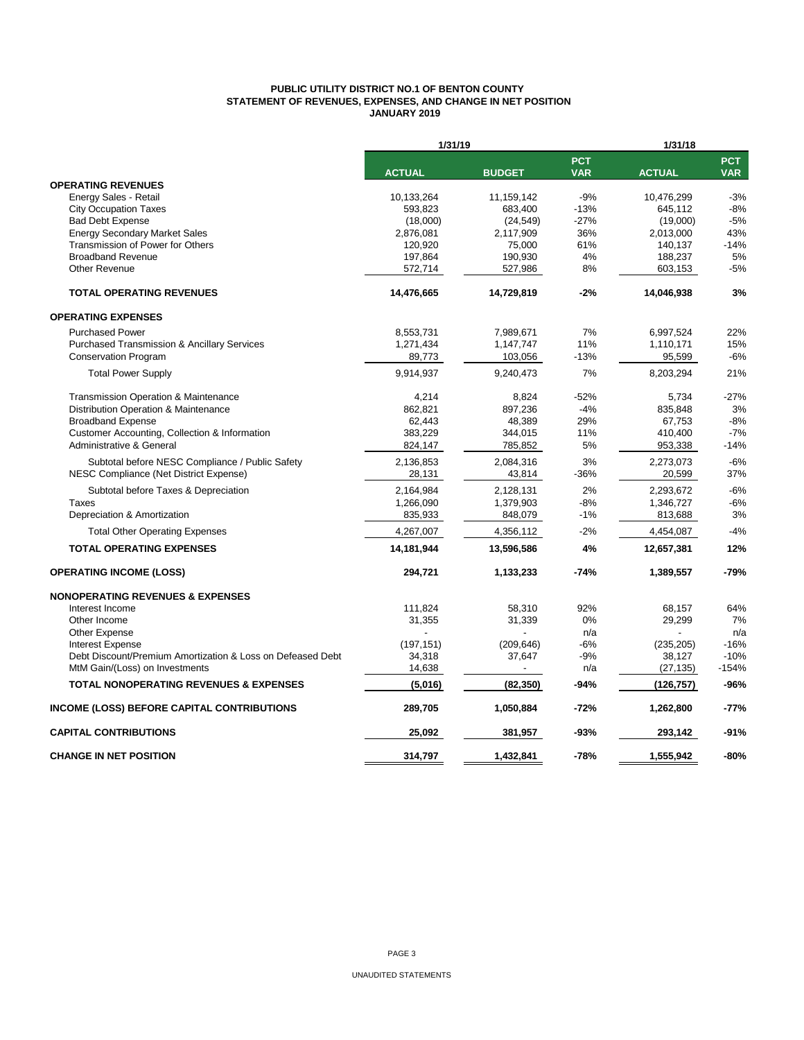**PUBLIC UTILITY DISTRICT NO.1 OF BENTON COUNTY**
**STATEMENT OF REVENUES, EXPENSES, AND CHANGE IN NET POSITION**
**JANUARY 2019**

| | 1/31/19 | | | 1/31/18 | |
|---|---|---|---|---|---|
| | **ACTUAL** | **BUDGET** | **PCT VAR** | **ACTUAL** | **PCT VAR** |
| **OPERATING REVENUES** | | | | | |
| Energy Sales - Retail | 10,133,264 | 11,159,142 | -9% | 10,476,299 | -3% |
| City Occupation Taxes | 593,823 | 683,400 | -13% | 645,112 | -8% |
| Bad Debt Expense | (18,000) | (24,549) | -27% | (19,000) | -5% |
| Energy Secondary Market Sales | 2,876,081 | 2,117,909 | 36% | 2,013,000 | 43% |
| Transmission of Power for Others | 120,920 | 75,000 | 61% | 140,137 | -14% |
| Broadband Revenue | 197,864 | 190,930 | 4% | 188,237 | 5% |
| Other Revenue | 572,714 | 527,986 | 8% | 603,153 | -5% |
| **TOTAL OPERATING REVENUES** | **14,476,665** | **14,729,819** | **-2%** | **14,046,938** | **3%** |
| **OPERATING EXPENSES** | | | | | |
| Purchased Power | 8,553,731 | 7,989,671 | 7% | 6,997,524 | 22% |
| Purchased Transmission & Ancillary Services | 1,271,434 | 1,147,747 | 11% | 1,110,171 | 15% |
| Conservation Program | 89,773 | 103,056 | -13% | 95,599 | -6% |
| Total Power Supply | 9,914,937 | 9,240,473 | 7% | 8,203,294 | 21% |
| Transmission Operation & Maintenance | 4,214 | 8,824 | -52% | 5,734 | -27% |
| Distribution Operation & Maintenance | 862,821 | 897,236 | -4% | 835,848 | 3% |
| Broadband Expense | 62,443 | 48,389 | 29% | 67,753 | -8% |
| Customer Accounting, Collection & Information | 383,229 | 344,015 | 11% | 410,400 | -7% |
| Administrative & General | 824,147 | 785,852 | 5% | 953,338 | -14% |
| Subtotal before NESC Compliance / Public Safety | 2,136,853 | 2,084,316 | 3% | 2,273,073 | -6% |
| NESC Compliance (Net District Expense) | 28,131 | 43,814 | -36% | 20,599 | 37% |
| Subtotal before Taxes & Depreciation | 2,164,984 | 2,128,131 | 2% | 2,293,672 | -6% |
| Taxes | 1,266,090 | 1,379,903 | -8% | 1,346,727 | -6% |
| Depreciation & Amortization | 835,933 | 848,079 | -1% | 813,688 | 3% |
| Total Other Operating Expenses | 4,267,007 | 4,356,112 | -2% | 4,454,087 | -4% |
| **TOTAL OPERATING EXPENSES** | **14,181,944** | **13,596,586** | **4%** | **12,657,381** | **12%** |
| **OPERATING INCOME (LOSS)** | **294,721** | **1,133,233** | **-74%** | **1,389,557** | **-79%** |
| **NONOPERATING REVENUES & EXPENSES** | | | | | |
| Interest Income | 111,824 | 58,310 | 92% | 68,157 | 64% |
| Other Income | 31,355 | 31,339 | 0% | 29,299 | 7% |
| Other Expense | - | - | n/a | - | n/a |
| Interest Expense | (197,151) | (209,646) | -6% | (235,205) | -16% |
| Debt Discount/Premium Amortization & Loss on Defeased Debt | 34,318 | 37,647 | -9% | 38,127 | -10% |
| MtM Gain/(Loss) on Investments | 14,638 | - | n/a | (27,135) | -154% |
| **TOTAL NONOPERATING REVENUES & EXPENSES** | **(5,016)** | **(82,350)** | **-94%** | **(126,757)** | **-96%** |
| **INCOME (LOSS) BEFORE CAPITAL CONTRIBUTIONS** | **289,705** | **1,050,884** | **-72%** | **1,262,800** | **-77%** |
| **CAPITAL CONTRIBUTIONS** | **25,092** | **381,957** | **-93%** | **293,142** | **-91%** |
| **CHANGE IN NET POSITION** | **314,797** | **1,432,841** | **-78%** | **1,555,942** | **-80%** |

UNAUDITED STATEMENTS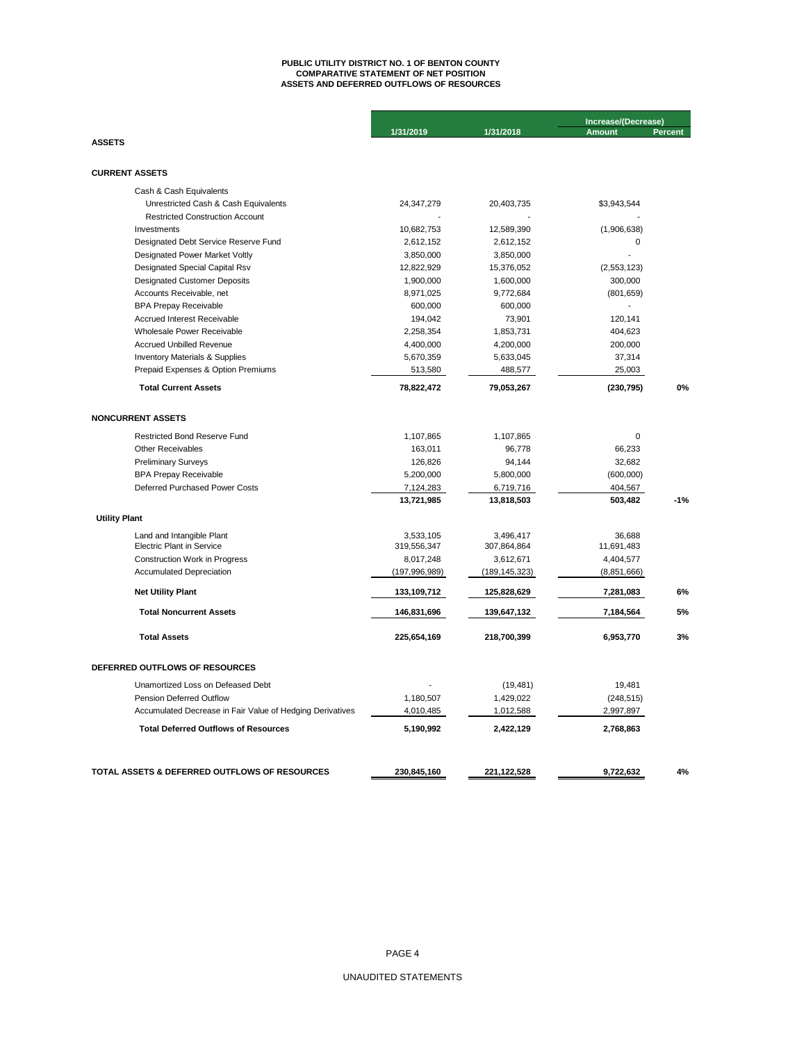# PUBLIC UTILITY DISTRICT NO. 1 OF BENTON COUNTY
## COMPARATIVE STATEMENT OF NET POSITION
## ASSETS AND DEFERRED OUTFLOWS OF RESOURCES

| | 1/31/2019 | 1/31/2018 | Increase/(Decrease) Amount | Percent |
|---|---|---|---|---|
| **ASSETS** | | | | |
| **CURRENT ASSETS** | | | | |
| Cash & Cash Equivalents | | | | |
| Unrestricted Cash & Cash Equivalents | 24,347,279 | 20,403,735 | $3,943,544 | |
| Restricted Construction Account | - | - | - | |
| Investments | 10,682,753 | 12,589,390 | (1,906,638) | |
| Designated Debt Service Reserve Fund | 2,612,152 | 2,612,152 | 0 | |
| Designated Power Market Voltly | 3,850,000 | 3,850,000 | - | |
| Designated Special Capital Rsv | 12,822,929 | 15,376,052 | (2,553,123) | |
| Designated Customer Deposits | 1,900,000 | 1,600,000 | 300,000 | |
| Accounts Receivable, net | 8,971,025 | 9,772,684 | (801,659) | |
| BPA Prepay Receivable | 600,000 | 600,000 | - | |
| Accrued Interest Receivable | 194,042 | 73,901 | 120,141 | |
| Wholesale Power Receivable | 2,258,354 | 1,853,731 | 404,623 | |
| Accrued Unbilled Revenue | 4,400,000 | 4,200,000 | 200,000 | |
| Inventory Materials & Supplies | 5,670,359 | 5,633,045 | 37,314 | |
| Prepaid Expenses & Option Premiums | 513,580 | 488,577 | 25,003 | |
| **Total Current Assets** | **78,822,472** | **79,053,267** | **(230,795)** | **0%** |
| **NONCURRENT ASSETS** | | | | |
| Restricted Bond Reserve Fund | 1,107,865 | 1,107,865 | 0 | |
| Other Receivables | 163,011 | 96,778 | 66,233 | |
| Preliminary Surveys | 126,826 | 94,144 | 32,682 | |
| BPA Prepay Receivable | 5,200,000 | 5,800,000 | (600,000) | |
| Deferred Purchased Power Costs | 7,124,283 | 6,719,716 | 404,567 | |
| | **13,721,985** | **13,818,503** | **503,482** | **-1%** |
| **Utility Plant** | | | | |
| Land and Intangible Plant | 3,533,105 | 3,496,417 | 36,688 | |
| Electric Plant in Service | 319,556,347 | 307,864,864 | 11,691,483 | |
| Construction Work in Progress | 8,017,248 | 3,612,671 | 4,404,577 | |
| Accumulated Depreciation | (197,996,989) | (189,145,323) | (8,851,666) | |
| **Net Utility Plant** | **133,109,712** | **125,828,629** | **7,281,083** | **6%** |
| **Total Noncurrent Assets** | **146,831,696** | **139,647,132** | **7,184,564** | **5%** |
| **Total Assets** | **225,654,169** | **218,700,399** | **6,953,770** | **3%** |
| **DEFERRED OUTFLOWS OF RESOURCES** | | | | |
| Unamortized Loss on Defeased Debt | - | (19,481) | 19,481 | |
| Pension Deferred Outflow | 1,180,507 | 1,429,022 | (248,515) | |
| Accumulated Decrease in Fair Value of Hedging Derivatives | 4,010,485 | 1,012,588 | 2,997,897 | |
| **Total Deferred Outflows of Resources** | **5,190,992** | **2,422,129** | **2,768,863** | |
| **TOTAL ASSETS & DEFERRED OUTFLOWS OF RESOURCES** | **230,845,160** | **221,122,528** | **9,722,632** | **4%** |

UNAUDITED STATEMENTS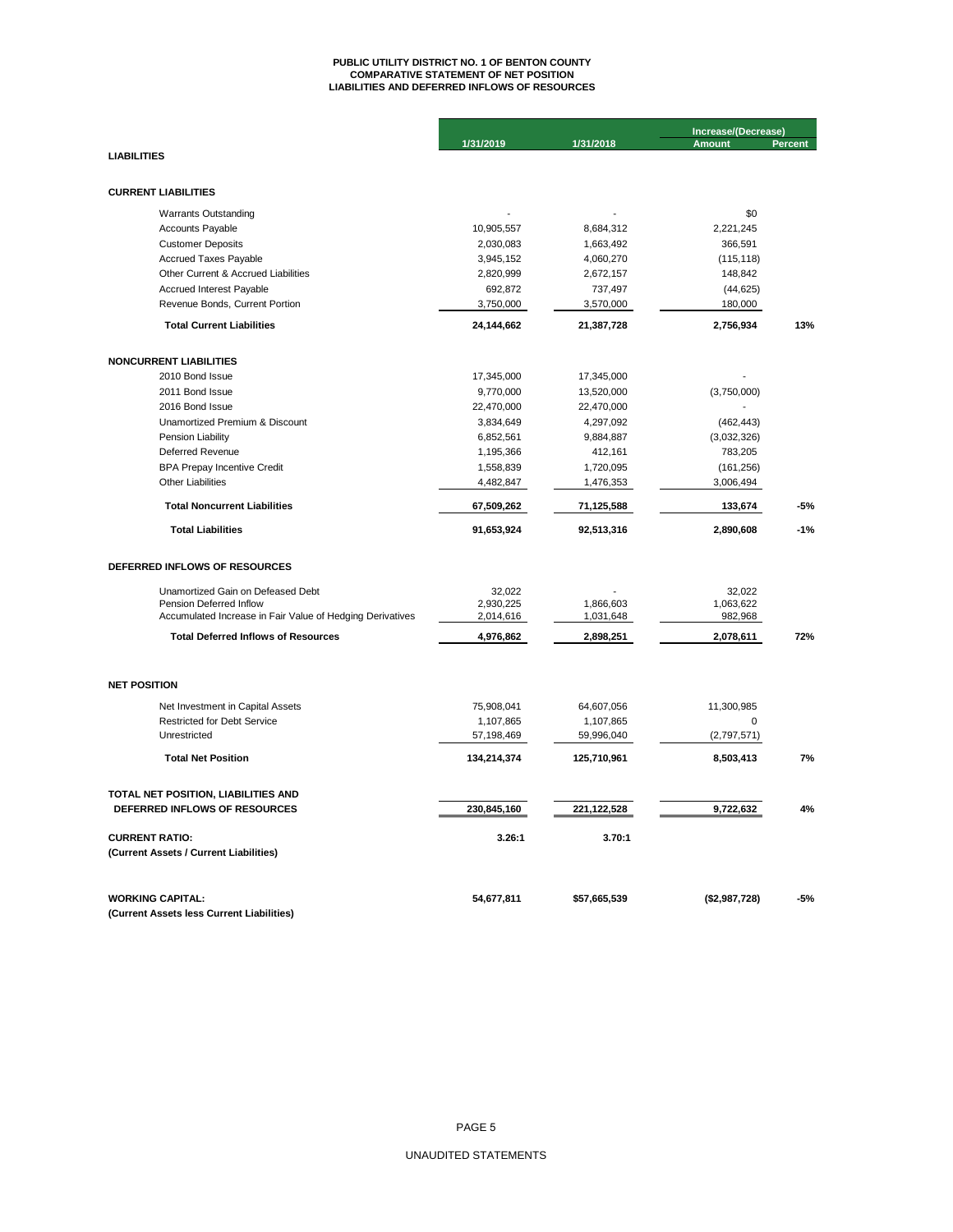# PUBLIC UTILITY DISTRICT NO. 1 OF BENTON COUNTY
## COMPARATIVE STATEMENT OF NET POSITION
## LIABILITIES AND DEFERRED INFLOWS OF RESOURCES

| | 1/31/2019 | 1/31/2018 | Increase/(Decrease) Amount | Percent |
|---|---|---|---|---|
| **LIABILITIES** | | | | |
| **CURRENT LIABILITIES** | | | | |
| Warrants Outstanding | - | - | $0 | |
| Accounts Payable | 10,905,557 | 8,684,312 | 2,221,245 | |
| Customer Deposits | 2,030,083 | 1,663,492 | 366,591 | |
| Accrued Taxes Payable | 3,945,152 | 4,060,270 | (115,118) | |
| Other Current & Accrued Liabilities | 2,820,999 | 2,672,157 | 148,842 | |
| Accrued Interest Payable | 692,872 | 737,497 | (44,625) | |
| Revenue Bonds, Current Portion | 3,750,000 | 3,570,000 | 180,000 | |
| **Total Current Liabilities** | **24,144,662** | **21,387,728** | **2,756,934** | **13%** |
| **NONCURRENT LIABILITIES** | | | | |
| 2010 Bond Issue | 17,345,000 | 17,345,000 | - | |
| 2011 Bond Issue | 9,770,000 | 13,520,000 | (3,750,000) | |
| 2016 Bond Issue | 22,470,000 | 22,470,000 | - | |
| Unamortized Premium & Discount | 3,834,649 | 4,297,092 | (462,443) | |
| Pension Liability | 6,852,561 | 9,884,887 | (3,032,326) | |
| Deferred Revenue | 1,195,366 | 412,161 | 783,205 | |
| BPA Prepay Incentive Credit | 1,558,839 | 1,720,095 | (161,256) | |
| Other Liabilities | 4,482,847 | 1,476,353 | 3,006,494 | |
| **Total Noncurrent Liabilities** | **67,509,262** | **71,125,588** | **133,674** | **-5%** |
| **Total Liabilities** | **91,653,924** | **92,513,316** | **2,890,608** | **-1%** |
| **DEFERRED INFLOWS OF RESOURCES** | | | | |
| Unamortized Gain on Defeased Debt | 32,022 | - | 32,022 | |
| Pension Deferred Inflow | 2,930,225 | 1,866,603 | 1,063,622 | |
| Accumulated Increase in Fair Value of Hedging Derivatives | 2,014,616 | 1,031,648 | 982,968 | |
| **Total Deferred Inflows of Resources** | **4,976,862** | **2,898,251** | **2,078,611** | **72%** |
| **NET POSITION** | | | | |
| Net Investment in Capital Assets | 75,908,041 | 64,607,056 | 11,300,985 | |
| Restricted for Debt Service | 1,107,865 | 1,107,865 | 0 | |
| Unrestricted | 57,198,469 | 59,996,040 | (2,797,571) | |
| **Total Net Position** | **134,214,374** | **125,710,961** | **8,503,413** | **7%** |
| **TOTAL NET POSITION, LIABILITIES AND DEFERRED INFLOWS OF RESOURCES** | **230,845,160** | **221,122,528** | **9,722,632** | **4%** |
| **CURRENT RATIO:** (Current Assets / Current Liabilities) | **3.26:1** | **3.70:1** | | |
| **WORKING CAPITAL:** (Current Assets less Current Liabilities) | **54,677,811** | **$57,665,539** | **($2,987,728)** | **-5%** |

UNAUDITED STATEMENTS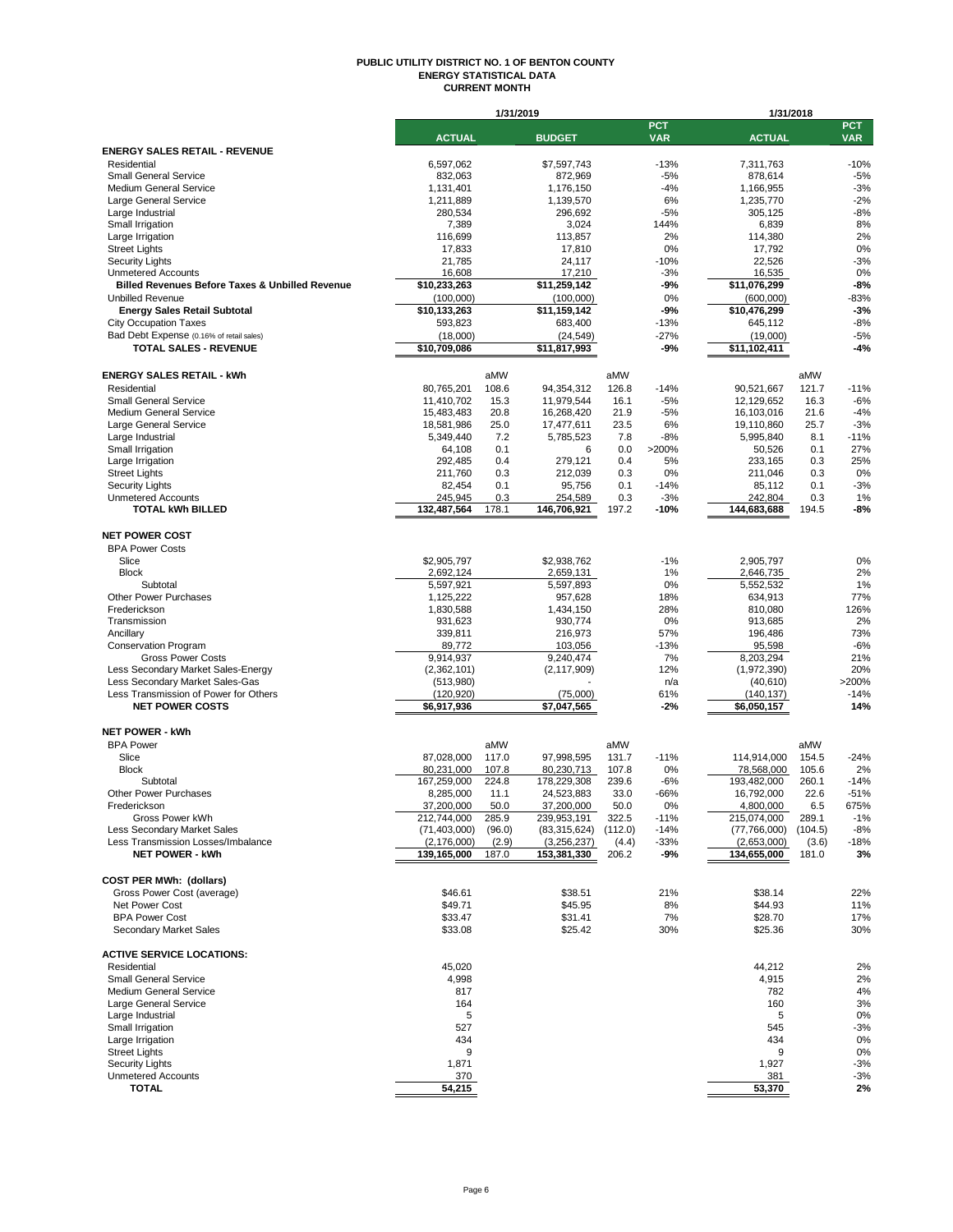# PUBLIC UTILITY DISTRICT NO. 1 OF BENTON COUNTY
## ENERGY STATISTICAL DATA
### CURRENT MONTH

| | 1/31/2019 | | | | | 1/31/2018 | | |
|---|---|---|---|---|---|---|---|---|
| | ACTUAL | | BUDGET | | PCT VAR | ACTUAL | | PCT VAR |
| **ENERGY SALES RETAIL - REVENUE** | | | | | | | | |
| Residential | 6,597,062 | | $7,597,743 | | -13% | 7,311,763 | | -10% |
| Small General Service | 832,063 | | 872,969 | | -5% | 878,614 | | -5% |
| Medium General Service | 1,131,401 | | 1,176,150 | | -4% | 1,166,955 | | -3% |
| Large General Service | 1,211,889 | | 1,139,570 | | 6% | 1,235,770 | | -2% |
| Large Industrial | 280,534 | | 296,692 | | -5% | 305,125 | | -8% |
| Small Irrigation | 7,389 | | 3,024 | | 144% | 6,839 | | 8% |
| Large Irrigation | 116,699 | | 113,857 | | 2% | 114,380 | | 2% |
| Street Lights | 17,833 | | 17,810 | | 0% | 17,792 | | 0% |
| Security Lights | 21,785 | | 24,117 | | -10% | 22,526 | | -3% |
| Unmetered Accounts | 16,608 | | 17,210 | | -3% | 16,535 | | 0% |
| **Billed Revenues Before Taxes & Unbilled Revenue** | **$10,233,263** | | **$11,259,142** | | **-9%** | **$11,076,299** | | **-8%** |
| Unbilled Revenue | (100,000) | | (100,000) | | 0% | (600,000) | | -83% |
| **Energy Sales Retail Subtotal** | **$10,133,263** | | **$11,159,142** | | **-9%** | **$10,476,299** | | **-3%** |
| City Occupation Taxes | 593,823 | | 683,400 | | -13% | 645,112 | | -8% |
| Bad Debt Expense (0.16% of retail sales) | (18,000) | | (24,549) | | -27% | (19,000) | | -5% |
| **TOTAL SALES - REVENUE** | **$10,709,086** | | **$11,817,993** | | **-9%** | **$11,102,411** | | **-4%** |
| | | | | | | | | |
| **ENERGY SALES RETAIL - kWh** | | aMW | | aMW | | | aMW | |
| Residential | 80,765,201 | 108.6 | 94,354,312 | 126.8 | -14% | 90,521,667 | 121.7 | -11% |
| Small General Service | 11,410,702 | 15.3 | 11,979,544 | 16.1 | -5% | 12,129,652 | 16.3 | -6% |
| Medium General Service | 15,483,483 | 20.8 | 16,268,420 | 21.9 | -5% | 16,103,016 | 21.6 | -4% |
| Large General Service | 18,581,986 | 25.0 | 17,477,611 | 23.5 | 6% | 19,110,860 | 25.7 | -3% |
| Large Industrial | 5,349,440 | 7.2 | 5,785,523 | 7.8 | -8% | 5,995,840 | 8.1 | -11% |
| Small Irrigation | 64,108 | 0.1 | 6 | 0.0 | >200% | 50,526 | 0.1 | 27% |
| Large Irrigation | 292,485 | 0.4 | 279,121 | 0.4 | 5% | 233,165 | 0.3 | 25% |
| Street Lights | 211,760 | 0.3 | 212,039 | 0.3 | 0% | 211,046 | 0.3 | 0% |
| Security Lights | 82,454 | 0.1 | 95,756 | 0.1 | -14% | 85,112 | 0.1 | -3% |
| Unmetered Accounts | 245,945 | 0.3 | 254,589 | 0.3 | -3% | 242,804 | 0.3 | 1% |
| **TOTAL kWh BILLED** | **132,487,564** | **178.1** | **146,706,921** | **197.2** | **-10%** | **144,683,688** | **194.5** | **-8%** |
| | | | | | | | | |
| **NET POWER COST** | | | | | | | | |
| BPA Power Costs | | | | | | | | |
| Slice | $2,905,797 | | $2,938,762 | | -1% | 2,905,797 | | 0% |
| Block | 2,692,124 | | 2,659,131 | | 1% | 2,646,735 | | 2% |
| Subtotal | 5,597,921 | | 5,597,893 | | 0% | 5,552,532 | | 1% |
| Other Power Purchases | 1,125,222 | | 957,628 | | 18% | 634,913 | | 77% |
| Frederickson | 1,830,588 | | 1,434,150 | | 28% | 810,080 | | 126% |
| Transmission | 931,623 | | 930,774 | | 0% | 913,685 | | 2% |
| Ancillary | 339,811 | | 216,973 | | 57% | 196,486 | | 73% |
| Conservation Program | 89,772 | | 103,056 | | -13% | 95,598 | | -6% |
| Gross Power Costs | 9,914,937 | | 9,240,474 | | 7% | 8,203,294 | | 21% |
| Less Secondary Market Sales-Energy | (2,362,101) | | (2,117,909) | | 12% | (1,972,390) | | 20% |
| Less Secondary Market Sales-Gas | (513,980) | | - | | n/a | (40,610) | | >200% |
| Less Transmission of Power for Others | (120,920) | | (75,000) | | 61% | (140,137) | | -14% |
| **NET POWER COSTS** | **$6,917,936** | | **$7,047,565** | | **-2%** | **$6,050,157** | | **14%** |
| | | | | | | | | |
| **NET POWER - kWh** | | | | | | | | |
| BPA Power | | aMW | | aMW | | | aMW | |
| Slice | 87,028,000 | 117.0 | 97,998,595 | 131.7 | -11% | 114,914,000 | 154.5 | -24% |
| Block | 80,231,000 | 107.8 | 80,230,713 | 107.8 | 0% | 78,568,000 | 105.6 | 2% |
| Subtotal | 167,259,000 | 224.8 | 178,229,308 | 239.6 | -6% | 193,482,000 | 260.1 | -14% |
| Other Power Purchases | 8,285,000 | 11.1 | 24,523,883 | 33.0 | -66% | 16,792,000 | 22.6 | -51% |
| Frederickson | 37,200,000 | 50.0 | 37,200,000 | 50.0 | 0% | 4,800,000 | 6.5 | 675% |
| Gross Power kWh | 212,744,000 | 285.9 | 239,953,191 | 322.5 | -11% | 215,074,000 | 289.1 | -1% |
| Less Secondary Market Sales | (71,403,000) | (96.0) | (83,315,624) | (112.0) | -14% | (77,766,000) | (104.5) | -8% |
| Less Transmission Losses/Imbalance | (2,176,000) | (2.9) | (3,256,237) | (4.4) | -33% | (2,653,000) | (3.6) | -18% |
| **NET POWER - kWh** | **139,165,000** | **187.0** | **153,381,330** | **206.2** | **-9%** | **134,655,000** | **181.0** | **3%** |
| | | | | | | | | |
| **COST PER MWh: (dollars)** | | | | | | | | |
| Gross Power Cost (average) | $46.61 | | $38.51 | | 21% | $38.14 | | 22% |
| Net Power Cost | $49.71 | | $45.95 | | 8% | $44.93 | | 11% |
| BPA Power Cost | $33.47 | | $31.41 | | 7% | $28.70 | | 17% |
| Secondary Market Sales | $33.08 | | $25.42 | | 30% | $25.36 | | 30% |
| | | | | | | | | |
| **ACTIVE SERVICE LOCATIONS:** | | | | | | | | |
| Residential | 45,020 | | | | | 44,212 | | 2% |
| Small General Service | 4,998 | | | | | 4,915 | | 2% |
| Medium General Service | 817 | | | | | 782 | | 4% |
| Large General Service | 164 | | | | | 160 | | 3% |
| Large Industrial | 5 | | | | | 5 | | 0% |
| Small Irrigation | 527 | | | | | 545 | | -3% |
| Large Irrigation | 434 | | | | | 434 | | 0% |
| Street Lights | 9 | | | | | 9 | | 0% |
| Security Lights | 1,871 | | | | | 1,927 | | -3% |
| Unmetered Accounts | 370 | | | | | 381 | | -3% |
| **TOTAL** | **54,215** | | | | | **53,370** | | **2%** |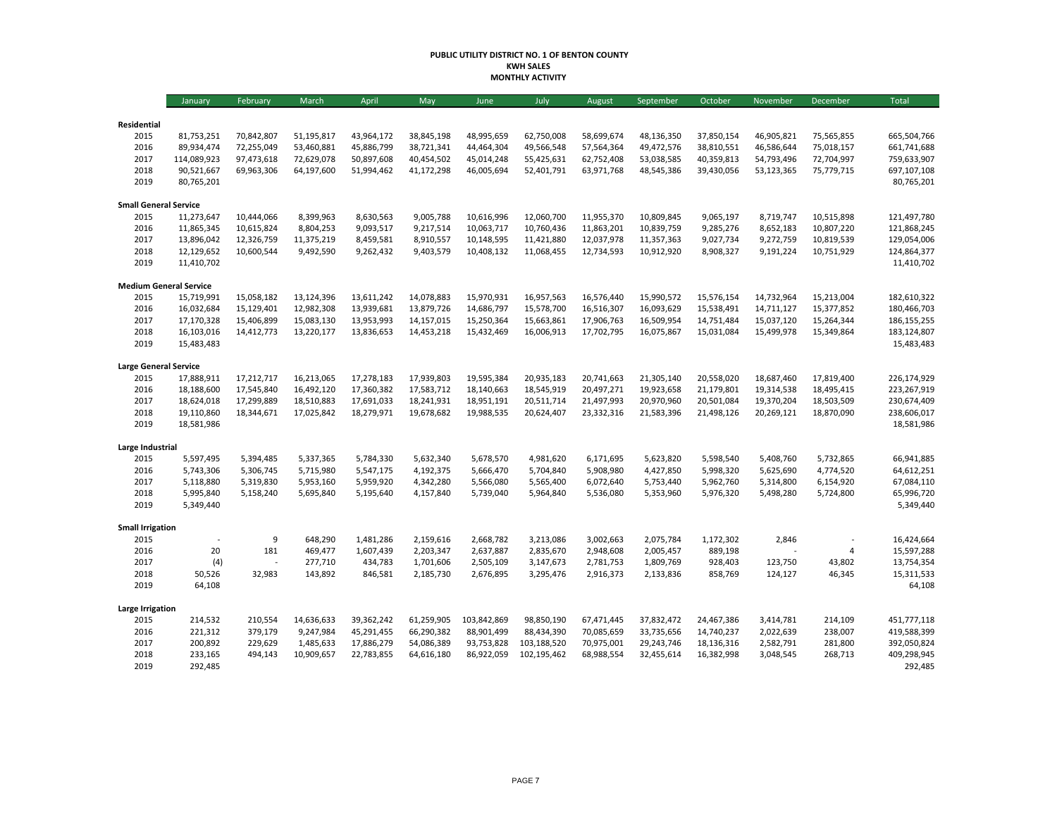**PUBLIC UTILITY DISTRICT NO. 1 OF BENTON COUNTY**
**KWH SALES**
**MONTHLY ACTIVITY**

| | January | February | March | April | May | June | July | August | September | October | November | December | Total |
|---|---|---|---|---|---|---|---|---|---|---|---|---|---|
| **Residential** | | | | | | | | | | | | | |
| 2015 | 81,753,251 | 70,842,807 | 51,195,817 | 43,964,172 | 38,845,198 | 48,995,659 | 62,750,008 | 58,699,674 | 48,136,350 | 37,850,154 | 46,905,821 | 75,565,855 | 665,504,766 |
| 2016 | 89,934,474 | 72,255,049 | 53,460,881 | 45,886,799 | 38,721,341 | 44,464,304 | 49,566,548 | 57,564,364 | 49,472,576 | 38,810,551 | 46,586,644 | 75,018,157 | 661,741,688 |
| 2017 | 114,089,923 | 97,473,618 | 72,629,078 | 50,897,608 | 40,454,502 | 45,014,248 | 55,425,631 | 62,752,408 | 53,038,585 | 40,359,813 | 54,793,496 | 72,704,997 | 759,633,907 |
| 2018 | 90,521,667 | 69,963,306 | 64,197,600 | 51,994,462 | 41,172,298 | 46,005,694 | 52,401,791 | 63,971,768 | 48,545,386 | 39,430,056 | 53,123,365 | 75,779,715 | 697,107,108 |
| 2019 | 80,765,201 | | | | | | | | | | | | 80,765,201 |
| **Small General Service** | | | | | | | | | | | | | |
| 2015 | 11,273,647 | 10,444,066 | 8,399,963 | 8,630,563 | 9,005,788 | 10,616,996 | 12,060,700 | 11,955,370 | 10,809,845 | 9,065,197 | 8,719,747 | 10,515,898 | 121,497,780 |
| 2016 | 11,865,345 | 10,615,824 | 8,804,253 | 9,093,517 | 9,217,514 | 10,063,717 | 10,760,436 | 11,863,201 | 10,839,759 | 9,285,276 | 8,652,183 | 10,807,220 | 121,868,245 |
| 2017 | 13,896,042 | 12,326,759 | 11,375,219 | 8,459,581 | 8,910,557 | 10,148,595 | 11,421,880 | 12,037,978 | 11,357,363 | 9,027,734 | 9,272,759 | 10,819,539 | 129,054,006 |
| 2018 | 12,129,652 | 10,600,544 | 9,492,590 | 9,262,432 | 9,403,579 | 10,408,132 | 11,068,455 | 12,734,593 | 10,912,920 | 8,908,327 | 9,191,224 | 10,751,929 | 124,864,377 |
| 2019 | 11,410,702 | | | | | | | | | | | | 11,410,702 |
| **Medium General Service** | | | | | | | | | | | | | |
| 2015 | 15,719,991 | 15,058,182 | 13,124,396 | 13,611,242 | 14,078,883 | 15,970,931 | 16,957,563 | 16,576,440 | 15,990,572 | 15,576,154 | 14,732,964 | 15,213,004 | 182,610,322 |
| 2016 | 16,032,684 | 15,129,401 | 12,982,308 | 13,939,681 | 13,879,726 | 14,686,797 | 15,578,700 | 16,516,307 | 16,093,629 | 15,538,491 | 14,711,127 | 15,377,852 | 180,466,703 |
| 2017 | 17,170,328 | 15,406,899 | 15,083,130 | 13,953,993 | 14,157,015 | 15,250,364 | 15,663,861 | 17,906,763 | 16,509,954 | 14,751,484 | 15,037,120 | 15,264,344 | 186,155,255 |
| 2018 | 16,103,016 | 14,412,773 | 13,220,177 | 13,836,653 | 14,453,218 | 15,432,469 | 16,006,913 | 17,702,795 | 16,075,867 | 15,031,084 | 15,499,978 | 15,349,864 | 183,124,807 |
| 2019 | 15,483,483 | | | | | | | | | | | | 15,483,483 |
| **Large General Service** | | | | | | | | | | | | | |
| 2015 | 17,888,911 | 17,212,717 | 16,213,065 | 17,278,183 | 17,939,803 | 19,595,384 | 20,935,183 | 20,741,663 | 21,305,140 | 20,558,020 | 18,687,460 | 17,819,400 | 226,174,929 |
| 2016 | 18,188,600 | 17,545,840 | 16,492,120 | 17,360,382 | 17,583,712 | 18,140,663 | 18,545,919 | 20,497,271 | 19,923,658 | 21,179,801 | 19,314,538 | 18,495,415 | 223,267,919 |
| 2017 | 18,624,018 | 17,299,889 | 18,510,883 | 17,691,033 | 18,241,931 | 18,951,191 | 20,511,714 | 21,497,993 | 20,970,960 | 20,501,084 | 19,370,204 | 18,503,509 | 230,674,409 |
| 2018 | 19,110,860 | 18,344,671 | 17,025,842 | 18,279,971 | 19,678,682 | 19,988,535 | 20,624,407 | 23,332,316 | 21,583,396 | 21,498,126 | 20,269,121 | 18,870,090 | 238,606,017 |
| 2019 | 18,581,986 | | | | | | | | | | | | 18,581,986 |
| **Large Industrial** | | | | | | | | | | | | | |
| 2015 | 5,597,495 | 5,394,485 | 5,337,365 | 5,784,330 | 5,632,340 | 5,678,570 | 4,981,620 | 6,171,695 | 5,623,820 | 5,598,540 | 5,408,760 | 5,732,865 | 66,941,885 |
| 2016 | 5,743,306 | 5,306,745 | 5,715,980 | 5,547,175 | 4,192,375 | 5,666,470 | 5,704,840 | 5,908,980 | 4,427,850 | 5,998,320 | 5,625,690 | 4,774,520 | 64,612,251 |
| 2017 | 5,118,880 | 5,319,830 | 5,953,160 | 5,959,920 | 4,342,280 | 5,566,080 | 5,565,400 | 6,072,640 | 5,753,440 | 5,962,760 | 5,314,800 | 6,154,920 | 67,084,110 |
| 2018 | 5,995,840 | 5,158,240 | 5,695,840 | 5,195,640 | 4,157,840 | 5,739,040 | 5,964,840 | 5,536,080 | 5,353,960 | 5,976,320 | 5,498,280 | 5,724,800 | 65,996,720 |
| 2019 | 5,349,440 | | | | | | | | | | | | 5,349,440 |
| **Small Irrigation** | | | | | | | | | | | | | |
| 2015 | - | 9 | 648,290 | 1,481,286 | 2,159,616 | 2,668,782 | 3,213,086 | 3,002,663 | 2,075,784 | 1,172,302 | 2,846 | - | 16,424,664 |
| 2016 | 20 | 181 | 469,477 | 1,607,439 | 2,203,347 | 2,637,887 | 2,835,670 | 2,948,608 | 2,005,457 | 889,198 | - | 4 | 15,597,288 |
| 2017 | (4) | - | 277,710 | 434,783 | 1,701,606 | 2,505,109 | 3,147,673 | 2,781,753 | 1,809,769 | 928,403 | 123,750 | 43,802 | 13,754,354 |
| 2018 | 50,526 | 32,983 | 143,892 | 846,581 | 2,185,730 | 2,676,895 | 3,295,476 | 2,916,373 | 2,133,836 | 858,769 | 124,127 | 46,345 | 15,311,533 |
| 2019 | 64,108 | | | | | | | | | | | | 64,108 |
| **Large Irrigation** | | | | | | | | | | | | | |
| 2015 | 214,532 | 210,554 | 14,636,633 | 39,362,242 | 61,259,905 | 103,842,869 | 98,850,190 | 67,471,445 | 37,832,472 | 24,467,386 | 3,414,781 | 214,109 | 451,777,118 |
| 2016 | 221,312 | 379,179 | 9,247,984 | 45,291,455 | 66,290,382 | 88,901,499 | 88,434,390 | 70,085,659 | 33,735,656 | 14,740,237 | 2,022,639 | 238,007 | 419,588,399 |
| 2017 | 200,892 | 229,629 | 1,485,633 | 17,886,279 | 54,086,389 | 93,753,828 | 103,188,520 | 70,975,001 | 29,243,746 | 18,136,316 | 2,582,791 | 281,800 | 392,050,824 |
| 2018 | 233,165 | 494,143 | 10,909,657 | 22,783,855 | 64,616,180 | 86,922,059 | 102,195,462 | 68,988,554 | 32,455,614 | 16,382,998 | 3,048,545 | 268,713 | 409,298,945 |
| 2019 | 292,485 | | | | | | | | | | | | 292,485 |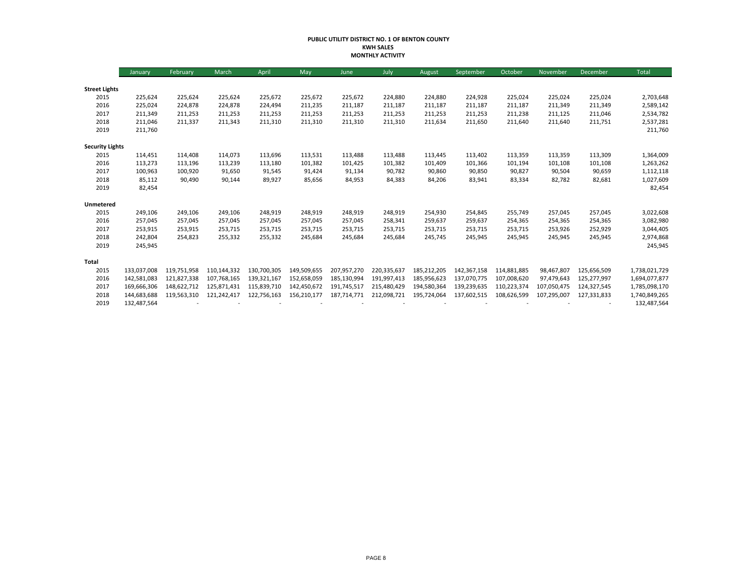**PUBLIC UTILITY DISTRICT NO. 1 OF BENTON COUNTY**
**KWH SALES**
**MONTHLY ACTIVITY**

| | January | February | March | April | May | June | July | August | September | October | November | December | Total |
|---|---|---|---|---|---|---|---|---|---|---|---|---|---|
| **Street Lights** | | | | | | | | | | | | | |
| 2015 | 225,624 | 225,624 | 225,624 | 225,672 | 225,672 | 225,672 | 224,880 | 224,880 | 224,928 | 225,024 | 225,024 | 225,024 | 2,703,648 |
| 2016 | 225,024 | 224,878 | 224,878 | 224,494 | 211,235 | 211,187 | 211,187 | 211,187 | 211,187 | 211,187 | 211,349 | 211,349 | 2,589,142 |
| 2017 | 211,349 | 211,253 | 211,253 | 211,253 | 211,253 | 211,253 | 211,253 | 211,253 | 211,253 | 211,238 | 211,125 | 211,046 | 2,534,782 |
| 2018 | 211,046 | 211,337 | 211,343 | 211,310 | 211,310 | 211,310 | 211,310 | 211,634 | 211,650 | 211,640 | 211,640 | 211,751 | 2,537,281 |
| 2019 | 211,760 | | | | | | | | | | | | 211,760 |
| **Security Lights** | | | | | | | | | | | | | |
| 2015 | 114,451 | 114,408 | 114,073 | 113,696 | 113,531 | 113,488 | 113,488 | 113,445 | 113,402 | 113,359 | 113,359 | 113,309 | 1,364,009 |
| 2016 | 113,273 | 113,196 | 113,239 | 113,180 | 101,382 | 101,425 | 101,382 | 101,409 | 101,366 | 101,194 | 101,108 | 101,108 | 1,263,262 |
| 2017 | 100,963 | 100,920 | 91,650 | 91,545 | 91,424 | 91,134 | 90,782 | 90,860 | 90,850 | 90,827 | 90,504 | 90,659 | 1,112,118 |
| 2018 | 85,112 | 90,490 | 90,144 | 89,927 | 85,656 | 84,953 | 84,383 | 84,206 | 83,941 | 83,334 | 82,782 | 82,681 | 1,027,609 |
| 2019 | 82,454 | | | | | | | | | | | | 82,454 |
| **Unmetered** | | | | | | | | | | | | | |
| 2015 | 249,106 | 249,106 | 249,106 | 248,919 | 248,919 | 248,919 | 248,919 | 254,930 | 254,845 | 255,749 | 257,045 | 257,045 | 3,022,608 |
| 2016 | 257,045 | 257,045 | 257,045 | 257,045 | 257,045 | 257,045 | 258,341 | 259,637 | 259,637 | 254,365 | 254,365 | 254,365 | 3,082,980 |
| 2017 | 253,915 | 253,915 | 253,715 | 253,715 | 253,715 | 253,715 | 253,715 | 253,715 | 253,715 | 253,715 | 253,926 | 252,929 | 3,044,405 |
| 2018 | 242,804 | 254,823 | 255,332 | 255,332 | 245,684 | 245,684 | 245,684 | 245,745 | 245,945 | 245,945 | 245,945 | 245,945 | 2,974,868 |
| 2019 | 245,945 | | | | | | | | | | | | 245,945 |
| **Total** | | | | | | | | | | | | | |
| 2015 | 133,037,008 | 119,751,958 | 110,144,332 | 130,700,305 | 149,509,655 | 207,957,270 | 220,335,637 | 185,212,205 | 142,367,158 | 114,881,885 | 98,467,807 | 125,656,509 | 1,738,021,729 |
| 2016 | 142,581,083 | 121,827,338 | 107,768,165 | 139,321,167 | 152,658,059 | 185,130,994 | 191,997,413 | 185,956,623 | 137,070,775 | 107,008,620 | 97,479,643 | 125,277,997 | 1,694,077,877 |
| 2017 | 169,666,306 | 148,622,712 | 125,871,431 | 115,839,710 | 142,450,672 | 191,745,517 | 215,480,429 | 194,580,364 | 139,239,635 | 110,223,374 | 107,050,475 | 124,327,545 | 1,785,098,170 |
| 2018 | 144,683,688 | 119,563,310 | 121,242,417 | 122,756,163 | 156,210,177 | 187,714,771 | 212,098,721 | 195,724,064 | 137,602,515 | 108,626,599 | 107,295,007 | 127,331,833 | 1,740,849,265 |
| 2019 | 132,487,564 | - | - | - | - | - | - | - | - | - | - | - | 132,487,564 |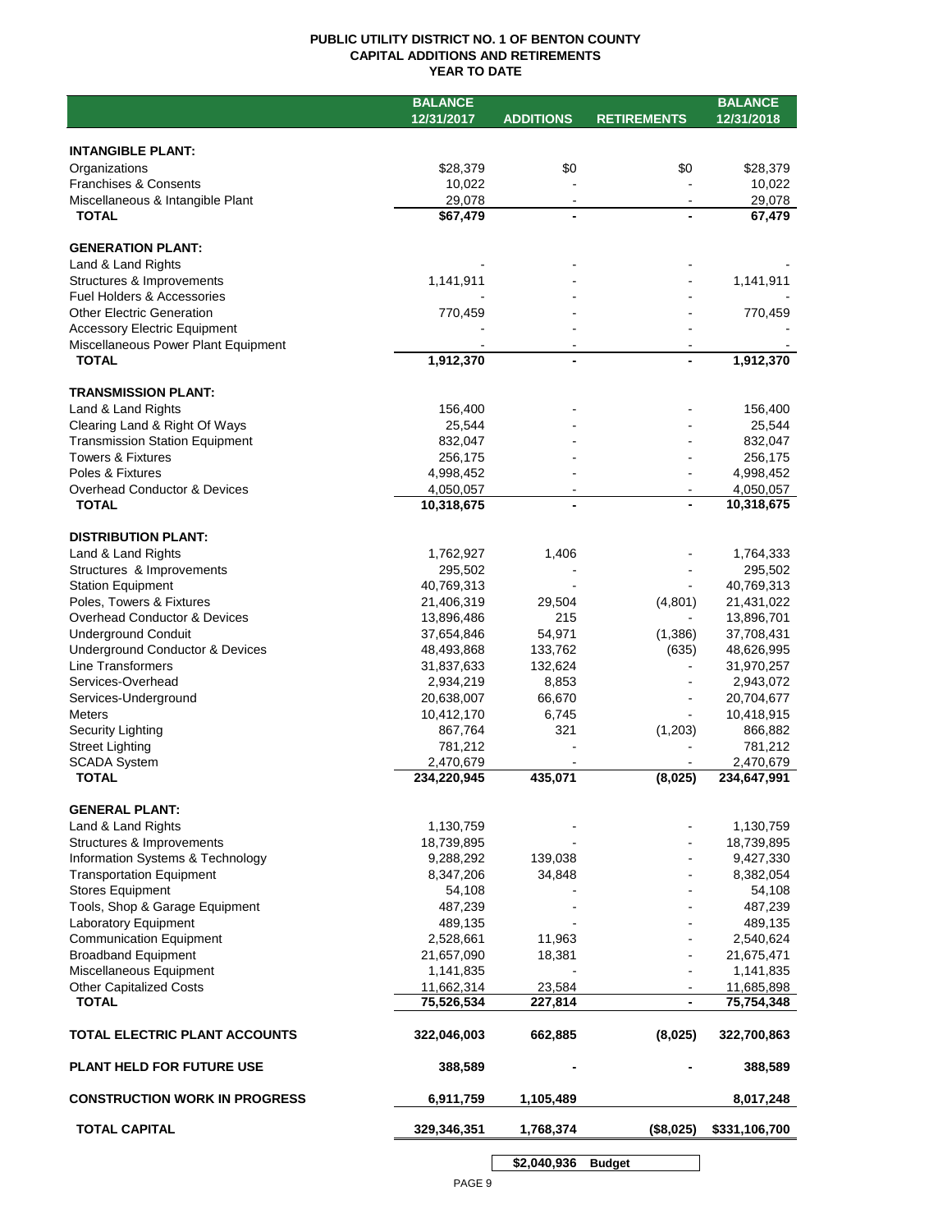# PUBLIC UTILITY DISTRICT NO. 1 OF BENTON COUNTY
## CAPITAL ADDITIONS AND RETIREMENTS
### YEAR TO DATE

| | BALANCE 12/31/2017 | ADDITIONS | RETIREMENTS | BALANCE 12/31/2018 |
|---|---|---|---|---|
| **INTANGIBLE PLANT:** | | | | |
| Organizations | $28,379 | $0 | $0 | $28,379 |
| Franchises & Consents | 10,022 | - | - | 10,022 |
| Miscellaneous & Intangible Plant | 29,078 | - | - | 29,078 |
| **TOTAL** | **$67,479** | **-** | **-** | **67,479** |
| **GENERATION PLANT:** | | | | |
| Land & Land Rights | - | - | - | - |
| Structures & Improvements | 1,141,911 | - | - | 1,141,911 |
| Fuel Holders & Accessories | - | - | - | - |
| Other Electric Generation | 770,459 | - | - | 770,459 |
| Accessory Electric Equipment | - | - | - | - |
| Miscellaneous Power Plant Equipment | - | - | - | - |
| **TOTAL** | **1,912,370** | **-** | **-** | **1,912,370** |
| **TRANSMISSION PLANT:** | | | | |
| Land & Land Rights | 156,400 | - | - | 156,400 |
| Clearing Land & Right Of Ways | 25,544 | - | - | 25,544 |
| Transmission Station Equipment | 832,047 | - | - | 832,047 |
| Towers & Fixtures | 256,175 | - | - | 256,175 |
| Poles & Fixtures | 4,998,452 | - | - | 4,998,452 |
| Overhead Conductor & Devices | 4,050,057 | - | - | 4,050,057 |
| **TOTAL** | **10,318,675** | **-** | **-** | **10,318,675** |
| **DISTRIBUTION PLANT:** | | | | |
| Land & Land Rights | 1,762,927 | 1,406 | - | 1,764,333 |
| Structures & Improvements | 295,502 | - | - | 295,502 |
| Station Equipment | 40,769,313 | - | - | 40,769,313 |
| Poles, Towers & Fixtures | 21,406,319 | 29,504 | (4,801) | 21,431,022 |
| Overhead Conductor & Devices | 13,896,486 | 215 | - | 13,896,701 |
| Underground Conduit | 37,654,846 | 54,971 | (1,386) | 37,708,431 |
| Underground Conductor & Devices | 48,493,868 | 133,762 | (635) | 48,626,995 |
| Line Transformers | 31,837,633 | 132,624 | - | 31,970,257 |
| Services-Overhead | 2,934,219 | 8,853 | - | 2,943,072 |
| Services-Underground | 20,638,007 | 66,670 | - | 20,704,677 |
| Meters | 10,412,170 | 6,745 | - | 10,418,915 |
| Security Lighting | 867,764 | 321 | (1,203) | 866,882 |
| Street Lighting | 781,212 | - | - | 781,212 |
| SCADA System | 2,470,679 | - | - | 2,470,679 |
| **TOTAL** | **234,220,945** | **435,071** | **(8,025)** | **234,647,991** |
| **GENERAL PLANT:** | | | | |
| Land & Land Rights | 1,130,759 | - | - | 1,130,759 |
| Structures & Improvements | 18,739,895 | - | - | 18,739,895 |
| Information Systems & Technology | 9,288,292 | 139,038 | - | 9,427,330 |
| Transportation Equipment | 8,347,206 | 34,848 | - | 8,382,054 |
| Stores Equipment | 54,108 | - | - | 54,108 |
| Tools, Shop & Garage Equipment | 487,239 | - | - | 487,239 |
| Laboratory Equipment | 489,135 | - | - | 489,135 |
| Communication Equipment | 2,528,661 | 11,963 | - | 2,540,624 |
| Broadband Equipment | 21,657,090 | 18,381 | - | 21,675,471 |
| Miscellaneous Equipment | 1,141,835 | - | - | 1,141,835 |
| Other Capitalized Costs | 11,662,314 | 23,584 | - | 11,685,898 |
| **TOTAL** | **75,526,534** | **227,814** | **-** | **75,754,348** |
| **TOTAL ELECTRIC PLANT ACCOUNTS** | **322,046,003** | **662,885** | **(8,025)** | **322,700,863** |
| **PLANT HELD FOR FUTURE USE** | **388,589** | **-** | **-** | **388,589** |
| **CONSTRUCTION WORK IN PROGRESS** | **6,911,759** | **1,105,489** | | **8,017,248** |
| **TOTAL CAPITAL** | **329,346,351** | **1,768,374** | **($8,025)** | **$331,106,700** |

| | |
|---|---|
| **$2,040,936** | **Budget** |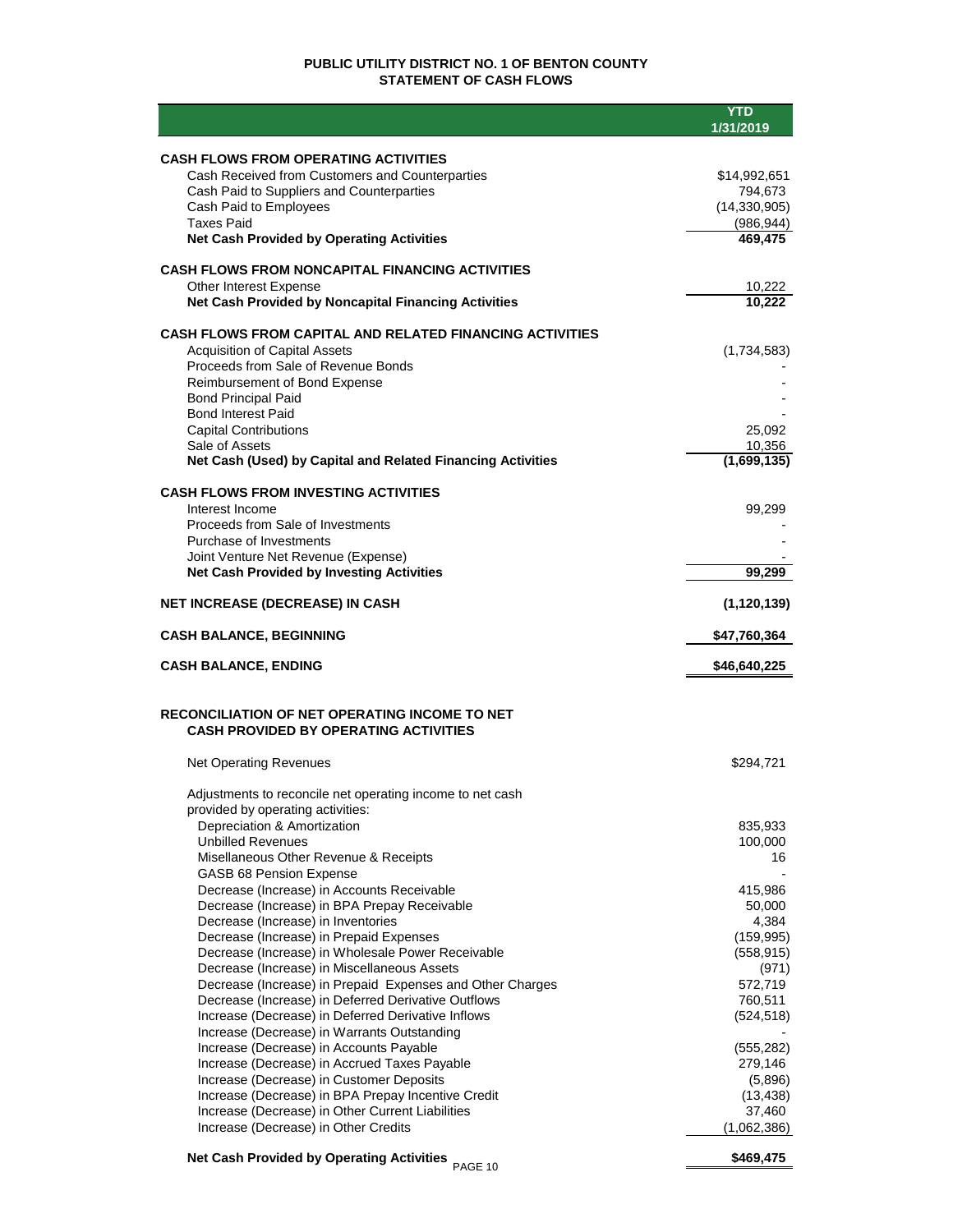**PUBLIC UTILITY DISTRICT NO. 1 OF BENTON COUNTY**
**STATEMENT OF CASH FLOWS**

| | YTD 1/31/2019 |
|---|---|
| **CASH FLOWS FROM OPERATING ACTIVITIES** | |
| Cash Received from Customers and Counterparties | $14,992,651 |
| Cash Paid to Suppliers and Counterparties | 794,673 |
| Cash Paid to Employees | (14,330,905) |
| Taxes Paid | (986,944) |
| **Net Cash Provided by Operating Activities** | **469,475** |
| **CASH FLOWS FROM NONCAPITAL FINANCING ACTIVITIES** | |
| Other Interest Expense | 10,222 |
| **Net Cash Provided by Noncapital Financing Activities** | **10,222** |
| **CASH FLOWS FROM CAPITAL AND RELATED FINANCING ACTIVITIES** | |
| Acquisition of Capital Assets | (1,734,583) |
| Proceeds from Sale of Revenue Bonds | - |
| Reimbursement of Bond Expense | - |
| Bond Principal Paid | - |
| Bond Interest Paid | - |
| Capital Contributions | 25,092 |
| Sale of Assets | 10,356 |
| **Net Cash (Used) by Capital and Related Financing Activities** | **(1,699,135)** |
| **CASH FLOWS FROM INVESTING ACTIVITIES** | |
| Interest Income | 99,299 |
| Proceeds from Sale of Investments | - |
| Purchase of Investments | - |
| Joint Venture Net Revenue (Expense) | - |
| **Net Cash Provided by Investing Activities** | **99,299** |
| **NET INCREASE (DECREASE) IN CASH** | **(1,120,139)** |
| **CASH BALANCE, BEGINNING** | **$47,760,364** |
| **CASH BALANCE, ENDING** | **$46,640,225** |

**RECONCILIATION OF NET OPERATING INCOME TO NET CASH PROVIDED BY OPERATING ACTIVITIES**

| | |
|---|---|
| Net Operating Revenues | $294,721 |
| Adjustments to reconcile net operating income to net cash provided by operating activities: | |
| Depreciation & Amortization | 835,933 |
| Unbilled Revenues | 100,000 |
| Misellaneous Other Revenue & Receipts | 16 |
| GASB 68 Pension Expense | - |
| Decrease (Increase) in Accounts Receivable | 415,986 |
| Decrease (Increase) in BPA Prepay Receivable | 50,000 |
| Decrease (Increase) in Inventories | 4,384 |
| Decrease (Increase) in Prepaid Expenses | (159,995) |
| Decrease (Increase) in Wholesale Power Receivable | (558,915) |
| Decrease (Increase) in Miscellaneous Assets | (971) |
| Decrease (Increase) in Prepaid Expenses and Other Charges | 572,719 |
| Decrease (Increase) in Deferred Derivative Outflows | 760,511 |
| Increase (Decrease) in Deferred Derivative Inflows | (524,518) |
| Increase (Decrease) in Warrants Outstanding | - |
| Increase (Decrease) in Accounts Payable | (555,282) |
| Increase (Decrease) in Accrued Taxes Payable | 279,146 |
| Increase (Decrease) in Customer Deposits | (5,896) |
| Increase (Decrease) in BPA Prepay Incentive Credit | (13,438) |
| Increase (Decrease) in Other Current Liabilities | 37,460 |
| Increase (Decrease) in Other Credits | (1,062,386) |
| **Net Cash Provided by Operating Activities** | **$469,475** |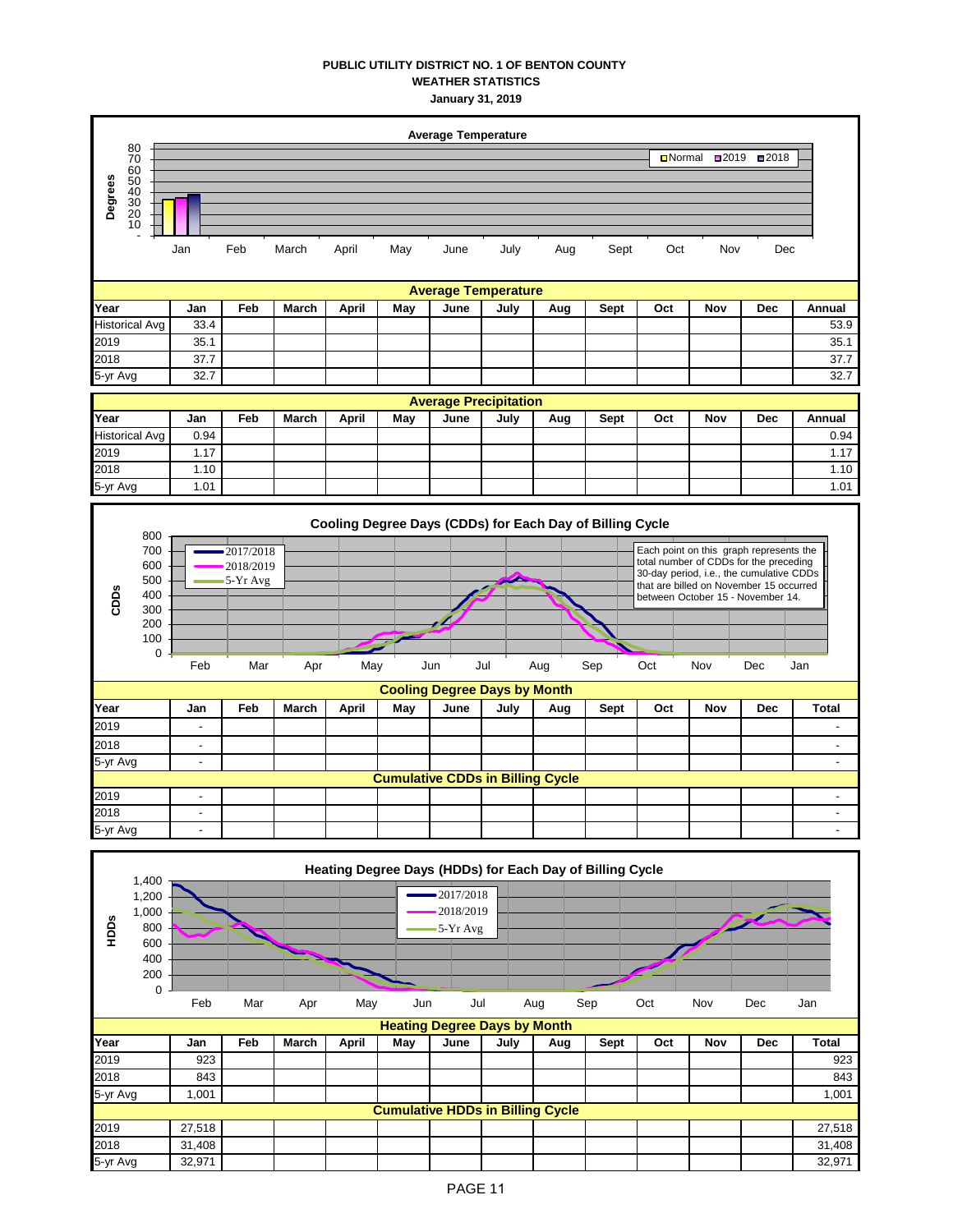**PUBLIC UTILITY DISTRICT NO. 1 OF BENTON COUNTY**
**WEATHER STATISTICS**
**January 31, 2019**

Average Temperature

Degrees

80
70
60
50
40
30
20
10
-

Jan Feb March April May June July Aug Sept Oct Nov Dec

Normal 2019 2018

| Average Temperature | | | | | | | | | | | | | |
|---|---|---|---|---|---|---|---|---|---|---|---|---|---|
| Year | Jan | Feb | March | April | May | June | July | Aug | Sept | Oct | Nov | Dec | Annual |
| Historical Avg | 33.4 | | | | | | | | | | | | 53.9 |
| 2019 | 35.1 | | | | | | | | | | | | 35.1 |
| 2018 | 37.7 | | | | | | | | | | | | 37.7 |
| 5-yr Avg | 32.7 | | | | | | | | | | | | 32.7 |

| Average Precipitation | | | | | | | | | | | | | |
|---|---|---|---|---|---|---|---|---|---|---|---|---|---|
| Year | Jan | Feb | March | April | May | June | July | Aug | Sept | Oct | Nov | Dec | Annual |
| Historical Avg | 0.94 | | | | | | | | | | | | 0.94 |
| 2019 | 1.17 | | | | | | | | | | | | 1.17 |
| 2018 | 1.10 | | | | | | | | | | | | 1.10 |
| 5-yr Avg | 1.01 | | | | | | | | | | | | 1.01 |

Cooling Degree Days (CDDs) for Each Day of Billing Cycle

CDDs

800
700
600
500
400
300
200
100
0

Feb Mar Apr May Jun Jul Aug Sep Oct Nov Dec Jan

2017/2018
2018/2019
5-Yr Avg

Each point on this graph represents the total number of CDDs for the preceding 30-day period, i.e., the cumulative CDDs that are billed on November 15 occurred between October 15 - November 14.

| Cooling Degree Days by Month | | | | | | | | | | | | | |
|---|---|---|---|---|---|---|---|---|---|---|---|---|---|
| Year | Jan | Feb | March | April | May | June | July | Aug | Sept | Oct | Nov | Dec | Total |
| 2019 | - | | | | | | | | | | | | - |
| 2018 | - | | | | | | | | | | | | - |
| 5-yr Avg | - | | | | | | | | | | | | - |
| **Cumulative CDDs in Billing Cycle** | | | | | | | | | | | | | |
| 2019 | - | | | | | | | | | | | | - |
| 2018 | - | | | | | | | | | | | | - |
| 5-yr Avg | - | | | | | | | | | | | | - |

Heating Degree Days (HDDs) for Each Day of Billing Cycle

HDDs

1,400
1,200
1,000
800
600
400
200
0

Feb Mar Apr May Jun Jul Aug Sep Oct Nov Dec Jan

2017/2018
2018/2019
5-Yr Avg

| Heating Degree Days by Month | | | | | | | | | | | | | |
|---|---|---|---|---|---|---|---|---|---|---|---|---|---|
| Year | Jan | Feb | March | April | May | June | July | Aug | Sept | Oct | Nov | Dec | Total |
| 2019 | 923 | | | | | | | | | | | | 923 |
| 2018 | 843 | | | | | | | | | | | | 843 |
| 5-yr Avg | 1,001 | | | | | | | | | | | | 1,001 |
| **Cumulative HDDs in Billing Cycle** | | | | | | | | | | | | | |
| 2019 | 27,518 | | | | | | | | | | | | 27,518 |
| 2018 | 31,408 | | | | | | | | | | | | 31,408 |
| 5-yr Avg | 32,971 | | | | | | | | | | | | 32,971 |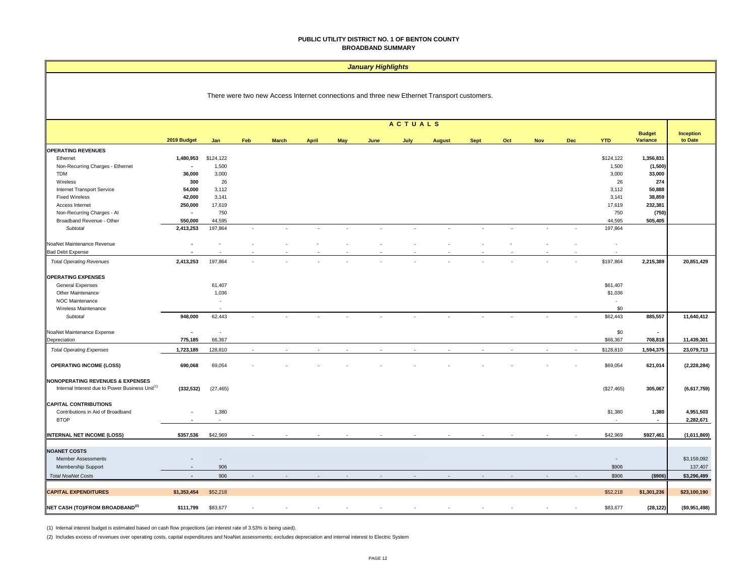# PUBLIC UTILITY DISTRICT NO. 1 OF BENTON COUNTY
## BROADBAND SUMMARY

### *January Highlights*

There were two new Access Internet connections and three new Ethernet Transport customers.

| | 2019 Budget | Jan | Feb | March | April | May | June | July | August | Sept | Oct | Nov | Dec | YTD | Budget Variance | Inception to Date |
|---|---|---|---|---|---|---|---|---|---|---|---|---|---|---|---|---|
| | | **ACTUALS** | | | | | | | | | | | | | | |
| **OPERATING REVENUES** | | | | | | | | | | | | | | | | |
| Ethernet | **1,480,953** | $124,122 | | | | | | | | | | | | $124,122 | **1,356,831** | |
| Non-Recurring Charges - Ethernet | **-** | 1,500 | | | | | | | | | | | | 1,500 | **(1,500)** | |
| TDM | **36,000** | 3,000 | | | | | | | | | | | | 3,000 | **33,000** | |
| Wireless | **300** | 26 | | | | | | | | | | | | 26 | **274** | |
| Internet Transport Service | **54,000** | 3,112 | | | | | | | | | | | | 3,112 | **50,888** | |
| Fixed Wireless | **42,000** | 3,141 | | | | | | | | | | | | 3,141 | **38,859** | |
| Access Internet | **250,000** | 17,619 | | | | | | | | | | | | 17,619 | **232,381** | |
| Non-Recurring Charges - AI | **-** | 750 | | | | | | | | | | | | 750 | **(750)** | |
| Broadband Revenue - Other | **550,000** | 44,595 | | | | | | | | | | | | 44,595 | **505,405** | |
| *Subtotal* | **2,413,253** | 197,864 | - | - | - | - | - | - | - | - | - | - | - | 197,864 | | |
| NoaNet Maintenance Revenue | **-** | - | - | - | - | - | - | - | - | - | - | - | - | - | | |
| Bad Debt Expense | **-** | - | - | - | - | - | - | - | - | - | - | - | - | - | | |
| *Total Operating Revenues* | **2,413,253** | 197,864 | - | - | - | - | - | - | - | - | - | - | - | $197,864 | **2,215,389** | **20,851,429** |
| **OPERATING EXPENSES** | | | | | | | | | | | | | | | | |
| General Expenses | | 61,407 | | | | | | | | | | | | $61,407 | | |
| Other Maintenance | | 1,036 | | | | | | | | | | | | $1,036 | | |
| NOC Maintenance | | - | | | | | | | | | | | | - | | |
| Wireless Maintenance | | - | | | | | | | | | | | | $0 | | |
| *Subtotal* | **948,000** | 62,443 | - | - | - | - | - | - | - | - | - | - | - | $62,443 | **885,557** | **11,640,412** |
| NoaNet Maintenance Expense | **-** | - | | | | | | | | | | | | $0 | **-** | |
| Depreciation | **775,185** | 66,367 | | | | | | | | | | | | $66,367 | **708,818** | **11,439,301** |
| *Total Operating Expenses* | **1,723,185** | 128,810 | - | - | - | - | - | - | - | - | - | - | - | $128,810 | **1,594,375** | **23,079,713** |
| **OPERATING INCOME (LOSS)** | **690,068** | 69,054 | - | - | - | - | - | - | - | - | - | - | - | $69,054 | **621,014** | **(2,228,284)** |
| **NONOPERATING REVENUES & EXPENSES** | | | | | | | | | | | | | | | | |
| Internal Interest due to Power Business Unit[1] | **(332,532)** | (27,465) | | | | | | | | | | | | ($27,465) | **305,067** | **(6,617,759)** |
| **CAPITAL CONTRIBUTIONS** | | | | | | | | | | | | | | | | |
| Contributions in Aid of Broadband | **-** | 1,380 | | | | | | | | | | | | $1,380 | **1,380** | **4,951,503** |
| BTOP | **-** | - | | | | | | | | | | | | - | **-** | **2,282,671** |
| **INTERNAL NET INCOME (LOSS)** | **$357,536** | $42,969 | - | - | - | - | - | - | - | - | - | - | - | $42,969 | **$927,461** | **(1,611,869)** |
| **NOANET COSTS** | | | | | | | | | | | | | | | | |
| Member Assessments | **-** | - | | | | | | | | | | | | - | | $3,159,092 |
| Membership Support | **-** | 906 | | | | | | | | | | | | $906 | | 137,407 |
| *Total NoaNet Costs* | **-** | 906 | - | - | - | - | - | - | - | - | - | - | - | $906 | **($906)** | **$3,296,499** |
| **CAPITAL EXPENDITURES** | **$1,353,454** | $52,218 | | | | | | | | | | | | $52,218 | **$1,301,236** | **$23,100,190** |
| **NET CASH (TO)/FROM BROADBAND[2]** | **$111,799** | $83,677 | - | - | - | - | - | - | - | - | - | - | - | $83,677 | **(28,122)** | **($9,951,498)** |

(1) Internal interest budget is estimated based on cash flow projections (an interest rate of 3.53% is being used).

(2) Includes excess of revenues over operating costs, capital expenditures and NoaNet assessments; excludes depreciation and internal interest to Electric System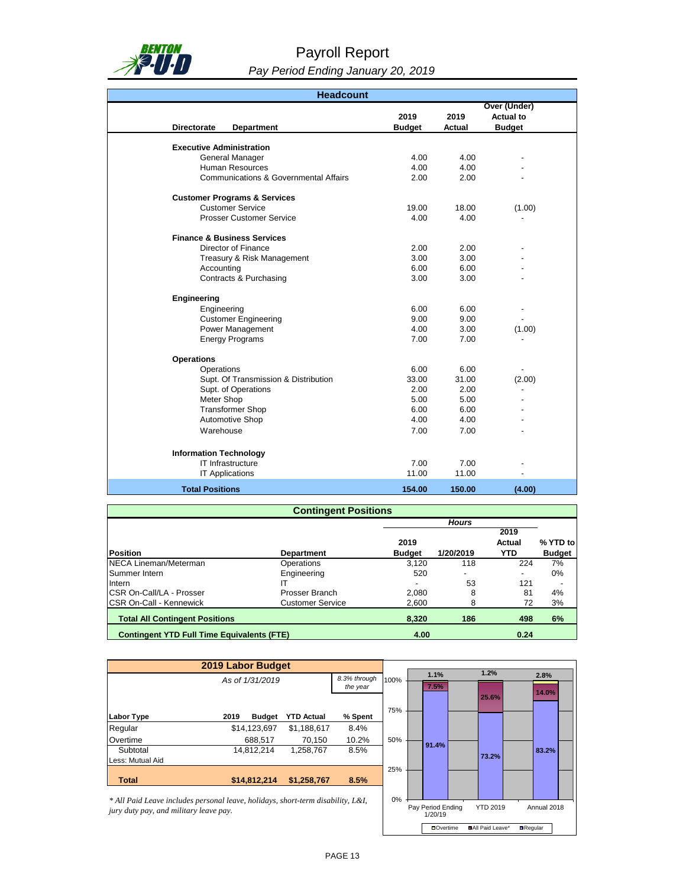# Payroll Report

*Pay Period Ending January 20, 2019*

## Headcount

| Directorate / Department | 2019 Budget | 2019 Actual | Over (Under) Actual to Budget |
|---|---|---|---|
| **Executive Administration** | | | |
| General Manager | 4.00 | 4.00 | - |
| Human Resources | 4.00 | 4.00 | - |
| Communications & Governmental Affairs | 2.00 | 2.00 | - |
| **Customer Programs & Services** | | | |
| Customer Service | 19.00 | 18.00 | (1.00) |
| Prosser Customer Service | 4.00 | 4.00 | - |
| **Finance & Business Services** | | | |
| Director of Finance | 2.00 | 2.00 | - |
| Treasury & Risk Management | 3.00 | 3.00 | - |
| Accounting | 6.00 | 6.00 | - |
| Contracts & Purchasing | 3.00 | 3.00 | - |
| **Engineering** | | | |
| Engineering | 6.00 | 6.00 | - |
| Customer Engineering | 9.00 | 9.00 | - |
| Power Management | 4.00 | 3.00 | (1.00) |
| Energy Programs | 7.00 | 7.00 | - |
| **Operations** | | | |
| Operations | 6.00 | 6.00 | - |
| Supt. Of Transmission & Distribution | 33.00 | 31.00 | (2.00) |
| Supt. of Operations | 2.00 | 2.00 | - |
| Meter Shop | 5.00 | 5.00 | - |
| Transformer Shop | 6.00 | 6.00 | - |
| Automotive Shop | 4.00 | 4.00 | - |
| Warehouse | 7.00 | 7.00 | - |
| **Information Technology** | | | |
| IT Infrastructure | 7.00 | 7.00 | - |
| IT Applications | 11.00 | 11.00 | - |
| **Total Positions** | **154.00** | **150.00** | **(4.00)** |

## Contingent Positions

| Position | Department | 2019 Budget | Hours 1/20/2019 | 2019 Actual YTD | % YTD to Budget |
|---|---|---|---|---|---|
| NECA Lineman/Meterman | Operations | 3,120 | 118 | 224 | 7% |
| Summer Intern | Engineering | 520 | - | - | 0% |
| Intern | IT | - | 53 | 121 | - |
| CSR On-Call/LA - Prosser | Prosser Branch | 2,080 | 8 | 81 | 4% |
| CSR On-Call - Kennewick | Customer Service | 2,600 | 8 | 72 | 3% |
| **Total All Contingent Positions** | | **8,320** | **186** | **498** | **6%** |
| **Contingent YTD Full Time Equivalents (FTE)** | | **4.00** | | **0.24** | |

## 2019 Labor Budget

*As of 1/31/2019*

| Labor Type | 2019 Budget | YTD Actual | % Spent (*8.3% through the year*) |
|---|---|---|---|
| Regular | $14,123,697 | $1,188,617 | 8.4% |
| Overtime | 688,517 | 70,150 | 10.2% |
| Subtotal | 14,812,214 | 1,258,767 | 8.5% |
| Less: Mutual Aid | | | |
| **Total** | **$14,812,214** | **$1,258,767** | **8.5%** |

*\* All Paid Leave includes personal leave, holidays, short-term disability, L&I, jury duty pay, and military leave pay.*

100%
75%
50%
25%
0%

Pay Period Ending 1/20/19: 1.1%, 7.5%, 91.4%
YTD 2019: 1.2%, 25.6%, 73.2%
Annual 2018: 2.8%, 14.0%, 83.2%

Overtime
All Paid Leave*
Regular